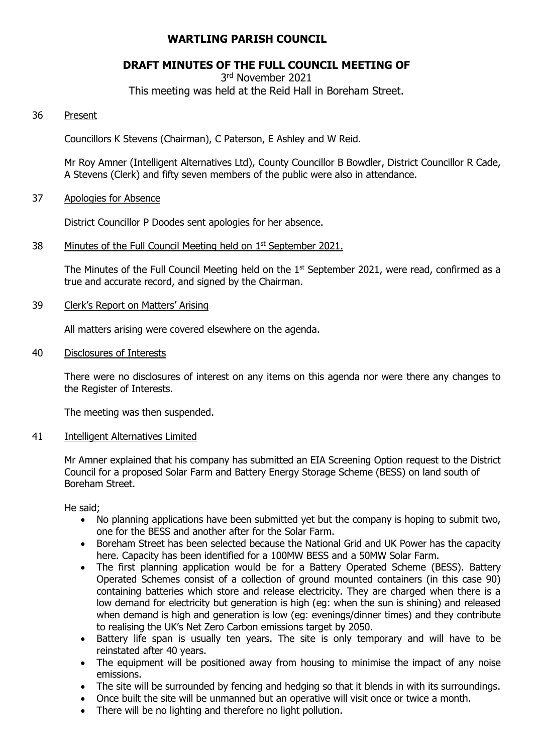# WARTLING PARISH COUNCIL

## DRAFT MINUTES OF THE FULL COUNCIL MEETING OF

3rd November 2021

This meeting was held at the Reid Hall in Boreham Street.

36 Present

Councillors K Stevens (Chairman), C Paterson, E Ashley and W Reid.

Mr Roy Amner (Intelligent Alternatives Ltd), County Councillor B Bowdler, District Councillor R Cade, A Stevens (Clerk) and fifty seven members of the public were also in attendance.

37 Apologies for Absence

District Councillor P Doodes sent apologies for her absence.

38 Minutes of the Full Council Meeting held on 1st September 2021.

The Minutes of the Full Council Meeting held on the 1st September 2021, were read, confirmed as a true and accurate record, and signed by the Chairman.

39 Clerk's Report on Matters' Arising

All matters arising were covered elsewhere on the agenda.

40 Disclosures of Interests

There were no disclosures of interest on any items on this agenda nor were there any changes to the Register of Interests.

The meeting was then suspended.

41 Intelligent Alternatives Limited

Mr Amner explained that his company has submitted an EIA Screening Option request to the District Council for a proposed Solar Farm and Battery Energy Storage Scheme (BESS) on land south of Boreham Street.

He said;

- No planning applications have been submitted yet but the company is hoping to submit two, one for the BESS and another after for the Solar Farm.
- Boreham Street has been selected because the National Grid and UK Power has the capacity here. Capacity has been identified for a 100MW BESS and a 50MW Solar Farm.
- The first planning application would be for a Battery Operated Scheme (BESS). Battery Operated Schemes consist of a collection of ground mounted containers (in this case 90) containing batteries which store and release electricity. They are charged when there is a low demand for electricity but generation is high (eg: when the sun is shining) and released when demand is high and generation is low (eg: evenings/dinner times) and they contribute to realising the UK's Net Zero Carbon emissions target by 2050.
- Battery life span is usually ten years. The site is only temporary and will have to be reinstated after 40 years.
- The equipment will be positioned away from housing to minimise the impact of any noise emissions.
- The site will be surrounded by fencing and hedging so that it blends in with its surroundings.
- Once built the site will be unmanned but an operative will visit once or twice a month.
- There will be no lighting and therefore no light pollution.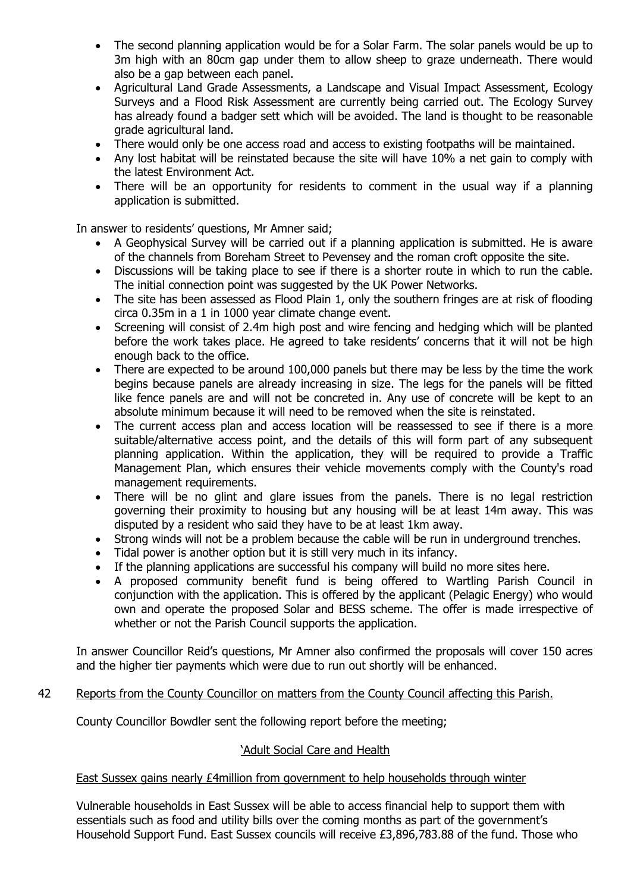- The second planning application would be for a Solar Farm. The solar panels would be up to 3m high with an 80cm gap under them to allow sheep to graze underneath. There would also be a gap between each panel.
- Agricultural Land Grade Assessments, a Landscape and Visual Impact Assessment, Ecology Surveys and a Flood Risk Assessment are currently being carried out. The Ecology Survey has already found a badger sett which will be avoided. The land is thought to be reasonable grade agricultural land.
- There would only be one access road and access to existing footpaths will be maintained.
- Any lost habitat will be reinstated because the site will have 10% a net gain to comply with the latest Environment Act.
- There will be an opportunity for residents to comment in the usual way if a planning application is submitted.

In answer to residents' questions, Mr Amner said;

- A Geophysical Survey will be carried out if a planning application is submitted. He is aware of the channels from Boreham Street to Pevensey and the roman croft opposite the site.
- Discussions will be taking place to see if there is a shorter route in which to run the cable. The initial connection point was suggested by the UK Power Networks.
- The site has been assessed as Flood Plain 1, only the southern fringes are at risk of flooding circa 0.35m in a 1 in 1000 year climate change event.
- Screening will consist of 2.4m high post and wire fencing and hedging which will be planted before the work takes place. He agreed to take residents' concerns that it will not be high enough back to the office.
- There are expected to be around 100,000 panels but there may be less by the time the work begins because panels are already increasing in size. The legs for the panels will be fitted like fence panels are and will not be concreted in. Any use of concrete will be kept to an absolute minimum because it will need to be removed when the site is reinstated.
- The current access plan and access location will be reassessed to see if there is a more suitable/alternative access point, and the details of this will form part of any subsequent planning application. Within the application, they will be required to provide a Traffic Management Plan, which ensures their vehicle movements comply with the County's road management requirements.
- There will be no glint and glare issues from the panels. There is no legal restriction governing their proximity to housing but any housing will be at least 14m away. This was disputed by a resident who said they have to be at least 1km away.
- Strong winds will not be a problem because the cable will be run in underground trenches.
- Tidal power is another option but it is still very much in its infancy.
- If the planning applications are successful his company will build no more sites here.
- A proposed community benefit fund is being offered to Wartling Parish Council in conjunction with the application. This is offered by the applicant (Pelagic Energy) who would own and operate the proposed Solar and BESS scheme. The offer is made irrespective of whether or not the Parish Council supports the application.

In answer Councillor Reid's questions, Mr Amner also confirmed the proposals will cover 150 acres and the higher tier payments which were due to run out shortly will be enhanced.

42 Reports from the County Councillor on matters from the County Council affecting this Parish.

County Councillor Bowdler sent the following report before the meeting;

'Adult Social Care and Health

East Sussex gains nearly £4million from government to help households through winter

Vulnerable households in East Sussex will be able to access financial help to support them with essentials such as food and utility bills over the coming months as part of the government's Household Support Fund. East Sussex councils will receive £3,896,783.88 of the fund. Those who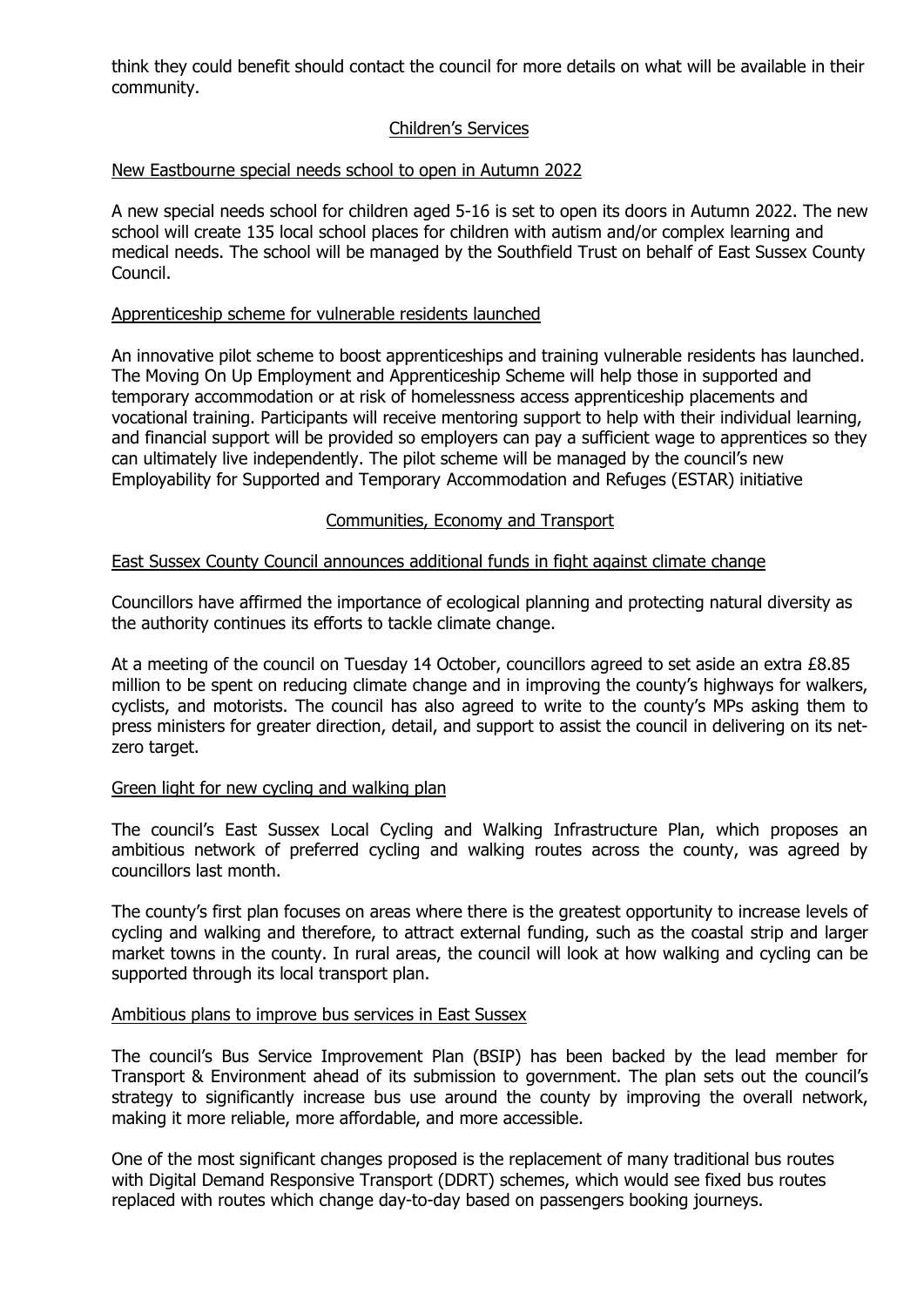think they could benefit should contact the council for more details on what will be available in their community.

## Children's Services

### New Eastbourne special needs school to open in Autumn 2022

A new special needs school for children aged 5-16 is set to open its doors in Autumn 2022. The new school will create 135 local school places for children with autism and/or complex learning and medical needs. The school will be managed by the Southfield Trust on behalf of East Sussex County Council.

### Apprenticeship scheme for vulnerable residents launched

An innovative pilot scheme to boost apprenticeships and training vulnerable residents has launched. The Moving On Up Employment and Apprenticeship Scheme will help those in supported and temporary accommodation or at risk of homelessness access apprenticeship placements and vocational training. Participants will receive mentoring support to help with their individual learning, and financial support will be provided so employers can pay a sufficient wage to apprentices so they can ultimately live independently. The pilot scheme will be managed by the council's new Employability for Supported and Temporary Accommodation and Refuges (ESTAR) initiative

## Communities, Economy and Transport

### East Sussex County Council announces additional funds in fight against climate change

Councillors have affirmed the importance of ecological planning and protecting natural diversity as the authority continues its efforts to tackle climate change.

At a meeting of the council on Tuesday 14 October, councillors agreed to set aside an extra £8.85 million to be spent on reducing climate change and in improving the county's highways for walkers, cyclists, and motorists. The council has also agreed to write to the county's MPs asking them to press ministers for greater direction, detail, and support to assist the council in delivering on its net-zero target.

### Green light for new cycling and walking plan

The council's East Sussex Local Cycling and Walking Infrastructure Plan, which proposes an ambitious network of preferred cycling and walking routes across the county, was agreed by councillors last month.

The county's first plan focuses on areas where there is the greatest opportunity to increase levels of cycling and walking and therefore, to attract external funding, such as the coastal strip and larger market towns in the county. In rural areas, the council will look at how walking and cycling can be supported through its local transport plan.

### Ambitious plans to improve bus services in East Sussex

The council's Bus Service Improvement Plan (BSIP) has been backed by the lead member for Transport & Environment ahead of its submission to government. The plan sets out the council's strategy to significantly increase bus use around the county by improving the overall network, making it more reliable, more affordable, and more accessible.

One of the most significant changes proposed is the replacement of many traditional bus routes with Digital Demand Responsive Transport (DDRT) schemes, which would see fixed bus routes replaced with routes which change day-to-day based on passengers booking journeys.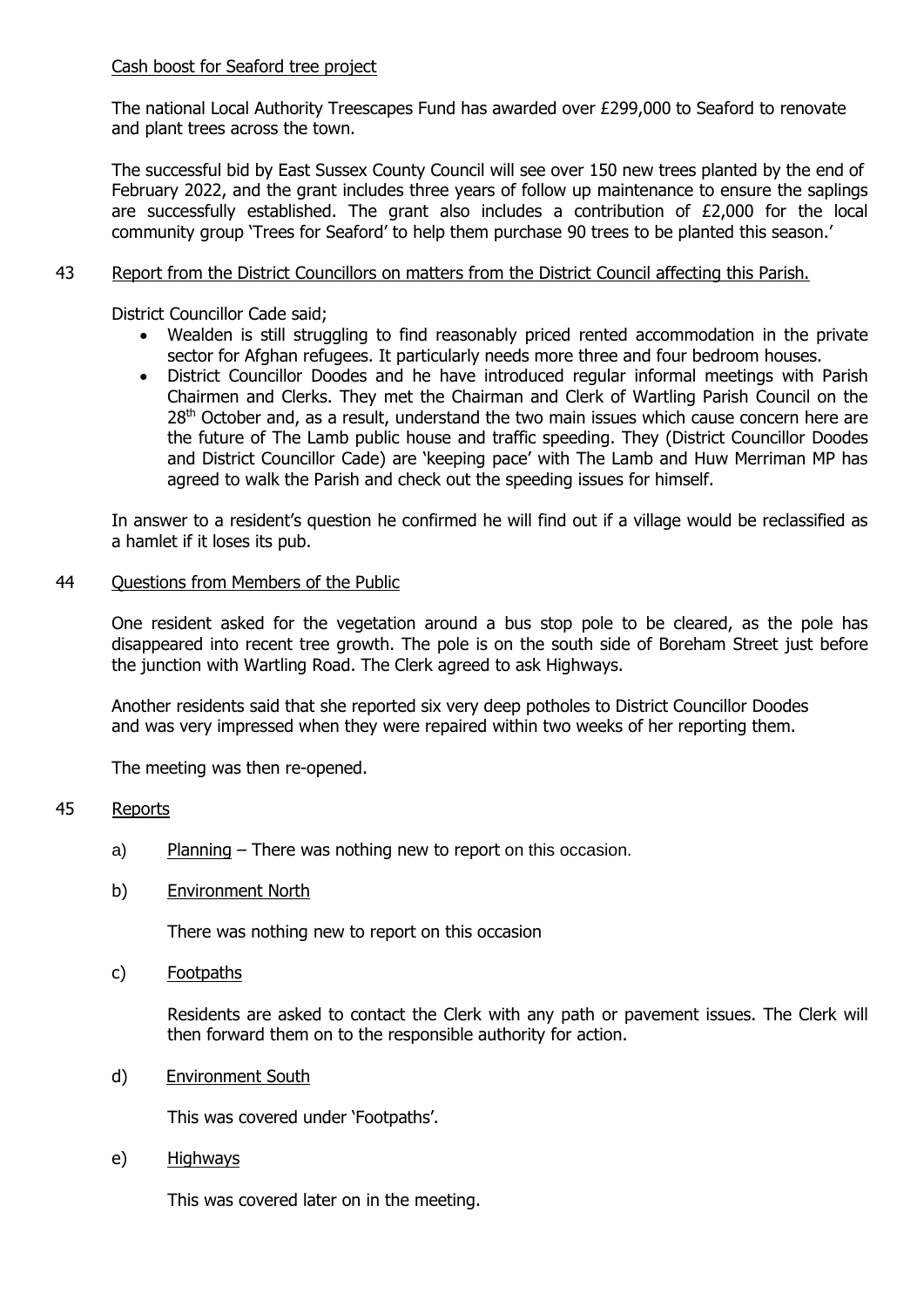Cash boost for Seaford tree project

The national Local Authority Treescapes Fund has awarded over £299,000 to Seaford to renovate and plant trees across the town.

The successful bid by East Sussex County Council will see over 150 new trees planted by the end of February 2022, and the grant includes three years of follow up maintenance to ensure the saplings are successfully established. The grant also includes a contribution of £2,000 for the local community group 'Trees for Seaford' to help them purchase 90 trees to be planted this season.'

## 43 Report from the District Councillors on matters from the District Council affecting this Parish.

District Councillor Cade said;

- Wealden is still struggling to find reasonably priced rented accommodation in the private sector for Afghan refugees. It particularly needs more three and four bedroom houses.
- District Councillor Doodes and he have introduced regular informal meetings with Parish Chairmen and Clerks. They met the Chairman and Clerk of Wartling Parish Council on the 28th October and, as a result, understand the two main issues which cause concern here are the future of The Lamb public house and traffic speeding. They (District Councillor Doodes and District Councillor Cade) are 'keeping pace' with The Lamb and Huw Merriman MP has agreed to walk the Parish and check out the speeding issues for himself.

In answer to a resident's question he confirmed he will find out if a village would be reclassified as a hamlet if it loses its pub.

## 44 Questions from Members of the Public

One resident asked for the vegetation around a bus stop pole to be cleared, as the pole has disappeared into recent tree growth. The pole is on the south side of Boreham Street just before the junction with Wartling Road. The Clerk agreed to ask Highways.

Another residents said that she reported six very deep potholes to District Councillor Doodes and was very impressed when they were repaired within two weeks of her reporting them.

The meeting was then re-opened.

## 45 Reports

a) Planning – There was nothing new to report on this occasion.

b) Environment North

There was nothing new to report on this occasion

c) Footpaths

Residents are asked to contact the Clerk with any path or pavement issues. The Clerk will then forward them on to the responsible authority for action.

d) Environment South

This was covered under 'Footpaths'.

e) Highways

This was covered later on in the meeting.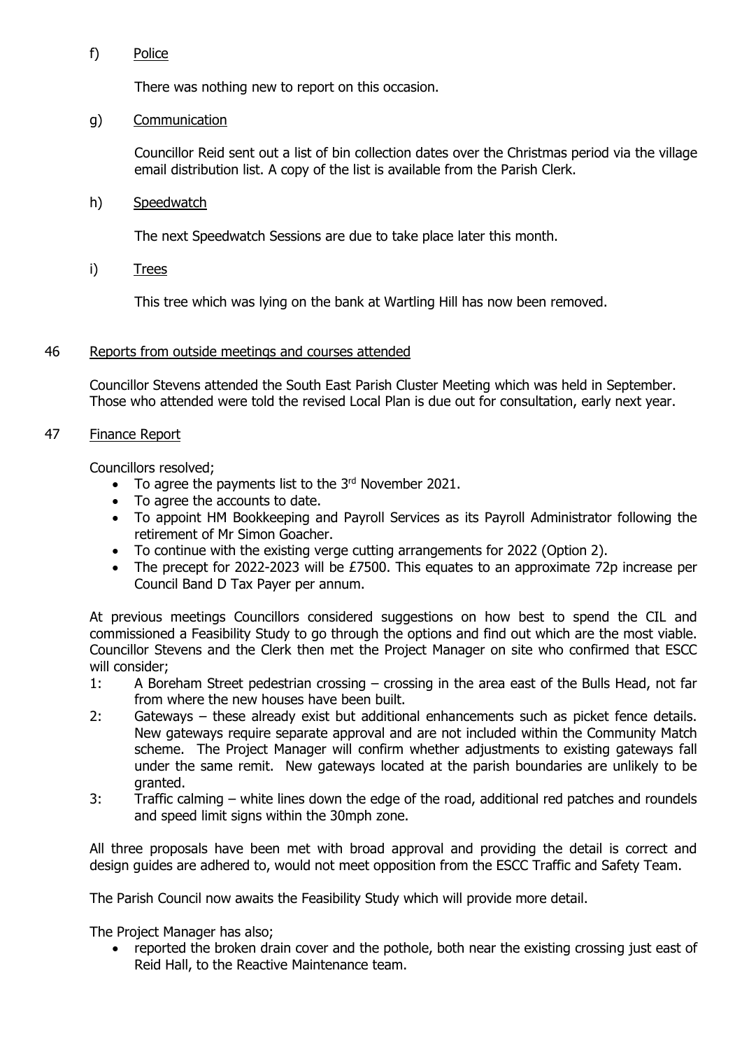f) Police

There was nothing new to report on this occasion.

g) Communication

Councillor Reid sent out a list of bin collection dates over the Christmas period via the village email distribution list. A copy of the list is available from the Parish Clerk.

h) Speedwatch

The next Speedwatch Sessions are due to take place later this month.

i) Trees

This tree which was lying on the bank at Wartling Hill has now been removed.

## 46 Reports from outside meetings and courses attended

Councillor Stevens attended the South East Parish Cluster Meeting which was held in September. Those who attended were told the revised Local Plan is due out for consultation, early next year.

## 47 Finance Report

Councillors resolved;

- To agree the payments list to the 3rd November 2021.
- To agree the accounts to date.
- To appoint HM Bookkeeping and Payroll Services as its Payroll Administrator following the retirement of Mr Simon Goacher.
- To continue with the existing verge cutting arrangements for 2022 (Option 2).
- The precept for 2022-2023 will be £7500. This equates to an approximate 72p increase per Council Band D Tax Payer per annum.

At previous meetings Councillors considered suggestions on how best to spend the CIL and commissioned a Feasibility Study to go through the options and find out which are the most viable. Councillor Stevens and the Clerk then met the Project Manager on site who confirmed that ESCC will consider;

1: A Boreham Street pedestrian crossing – crossing in the area east of the Bulls Head, not far from where the new houses have been built.

2: Gateways – these already exist but additional enhancements such as picket fence details. New gateways require separate approval and are not included within the Community Match scheme. The Project Manager will confirm whether adjustments to existing gateways fall under the same remit. New gateways located at the parish boundaries are unlikely to be granted.

3: Traffic calming – white lines down the edge of the road, additional red patches and roundels and speed limit signs within the 30mph zone.

All three proposals have been met with broad approval and providing the detail is correct and design guides are adhered to, would not meet opposition from the ESCC Traffic and Safety Team.

The Parish Council now awaits the Feasibility Study which will provide more detail.

The Project Manager has also;

- reported the broken drain cover and the pothole, both near the existing crossing just east of Reid Hall, to the Reactive Maintenance team.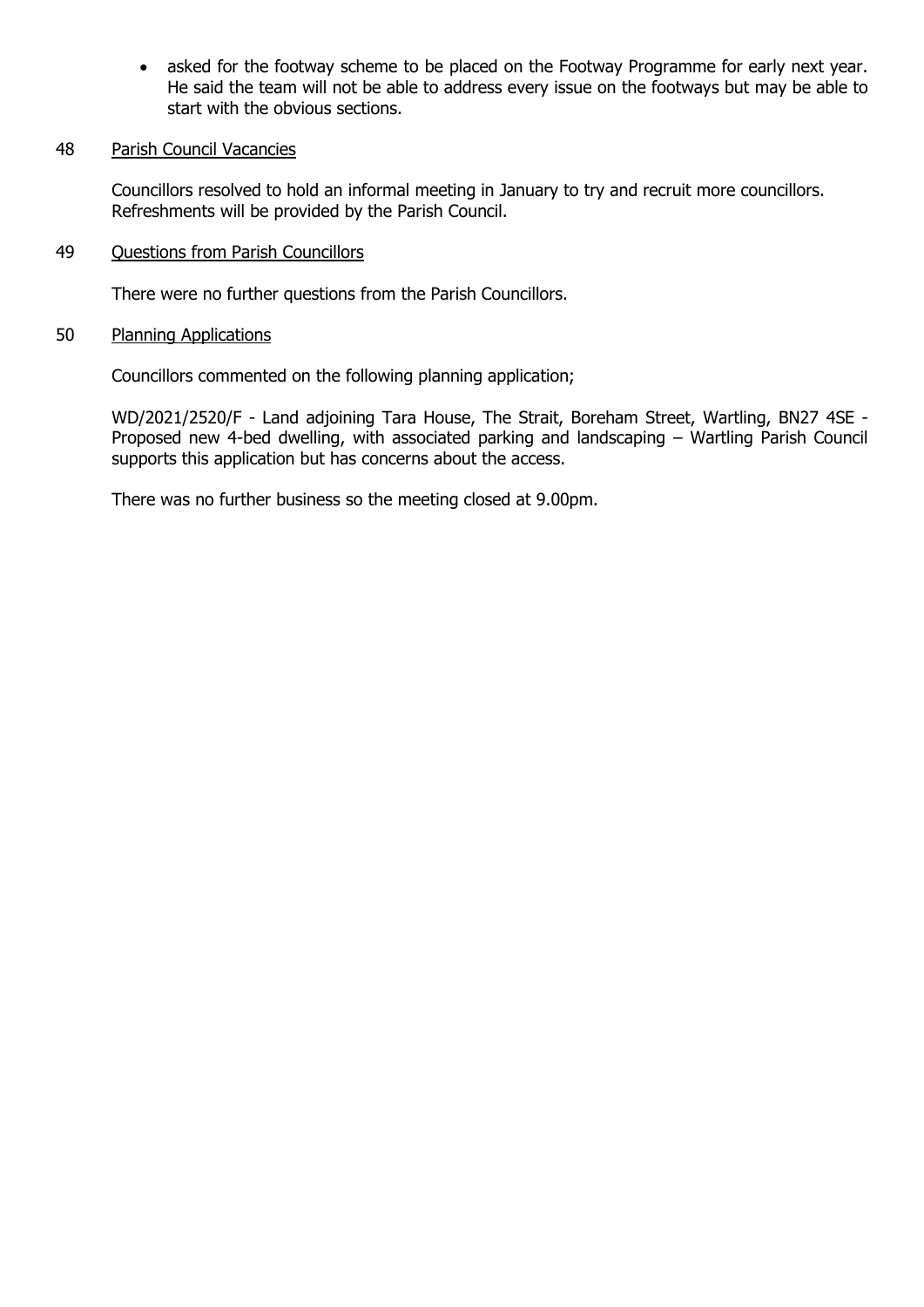- asked for the footway scheme to be placed on the Footway Programme for early next year. He said the team will not be able to address every issue on the footways but may be able to start with the obvious sections.

48 Parish Council Vacancies

Councillors resolved to hold an informal meeting in January to try and recruit more councillors. Refreshments will be provided by the Parish Council.

49 Questions from Parish Councillors

There were no further questions from the Parish Councillors.

50 Planning Applications

Councillors commented on the following planning application;

WD/2021/2520/F - Land adjoining Tara House, The Strait, Boreham Street, Wartling, BN27 4SE - Proposed new 4-bed dwelling, with associated parking and landscaping – Wartling Parish Council supports this application but has concerns about the access.

There was no further business so the meeting closed at 9.00pm.